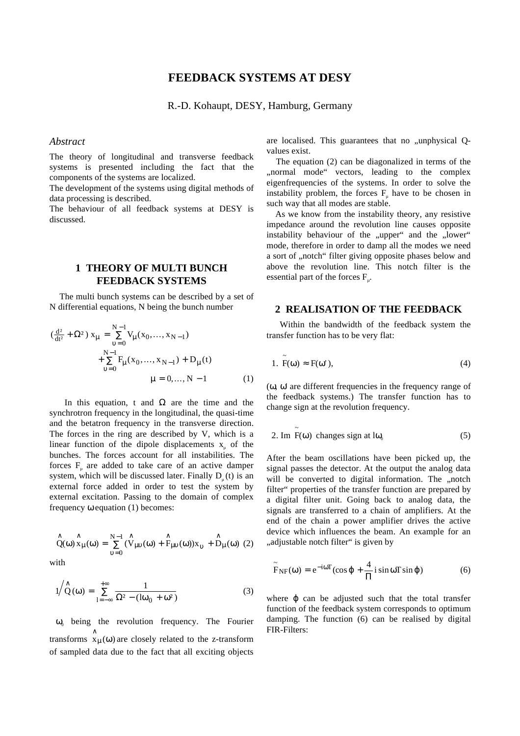# FEEDBACK SYSTEMS AT DESY

R.-D. Kohaupt, DESY, Hamburg, Germany

### *Abstract*

The theory of longitudinal and transverse feedback systems is presented including the fact that the components of the systems are localized.
The development of the systems using digital methods of data processing is described.
The behaviour of all feedback systems at DESY is discussed.

## 1 THEORY OF MULTI BUNCH FEEDBACK SYSTEMS

The multi bunch systems can be described by a set of N differential equations, N being the bunch number

$$
\begin{aligned}
\left(\tfrac{d^2}{dt^2} + \Omega^2\right) x_\mu &= \sum_{\upsilon=0}^{N-1} V_\mu(x_0, \ldots, x_{N-1}) \\
&+ \sum_{\upsilon=0}^{N-1} F_\mu(x_0, \ldots, x_{N-1}) + D_\mu(t) \\
&\qquad \mu = 0, \ldots, N-1 \qquad (1)
\end{aligned}
$$

In this equation, t and $\Omega$ are the time and the synchrotron frequency in the longitudinal, the quasi-time and the betatron frequency in the transverse direction. The forces in the ring are described by V, which is a linear function of the dipole displacements $x_\mu$ of the bunches. The forces account for all instabilities. The forces $F_\mu$ are added to take care of an active damper system, which will be discussed later. Finally $D_\mu(t)$ is an external force added in order to test the system by external excitation. Passing to the domain of complex frequency $\omega$ equation (1) becomes:

$$
\hat{Q}(\omega)\,\hat{x}_\mu(\omega) = \sum_{\upsilon=0}^{N-1} (\hat{V}_{\mu\upsilon}(\omega) + \hat{F}_{\mu\upsilon}(\omega)) x_\upsilon + \hat{D}_\mu(\omega) \quad (2)
$$

with

$$
1\Big/\hat{Q}(\omega) = \sum_{l=-\infty}^{+\infty} \frac{1}{\Omega^2 - (l\omega_0 + \omega^2)} \quad (3)
$$

$\omega_0$ being the revolution frequency. The Fourier transforms $\hat{x}_\mu(\omega)$ are closely related to the z-transform of sampled data due to the fact that all exciting objects are localised. This guarantees that no „unphysical Q-values exist.

The equation (2) can be diagonalized in terms of the „normal mode" vectors, leading to the complex eigenfrequencies of the systems. In order to solve the instability problem, the forces $F_\mu$ have to be chosen in such way that all modes are stable.

As we know from the instability theory, any resistive impedance around the revolution line causes opposite instability behaviour of the „upper" and the „lower" mode, therefore in order to damp all the modes we need a sort of „notch" filter giving opposite phases below and above the revolution line. This notch filter is the essential part of the forces $F_\mu$.

## 2 REALISATION OF THE FEEDBACK

Within the bandwidth of the feedback system the transfer function has to be very flat:

$$
1.\ \tilde{F}(\omega) \approx F(\omega'), \quad (4)
$$

($\omega$, $\omega'$ are different frequencies in the frequency range of the feedback systems.) The transfer function has to change sign at the revolution frequency.

$$
2.\ \mathrm{Im}\ \tilde{F}(\omega) \text{ changes sign at } l\omega_0 \quad (5)
$$

After the beam oscillations have been picked up, the signal passes the detector. At the output the analog data will be converted to digital information. The „notch filter" properties of the transfer function are prepared by a digital filter unit. Going back to analog data, the signals are transferred to a chain of amplifiers. At the end of the chain a power amplifier drives the active device which influences the beam. An example for an „adjustable notch filter" is given by

$$
\tilde{F}_{NF}(\omega) = e^{-i\omega T}\left(\cos\varphi + \frac{4}{\Pi}\, i \sin\omega T \sin\varphi\right) \quad (6)
$$

where $\varphi$ can be adjusted such that the total transfer function of the feedback system corresponds to optimum damping. The function (6) can be realised by digital FIR-Filters: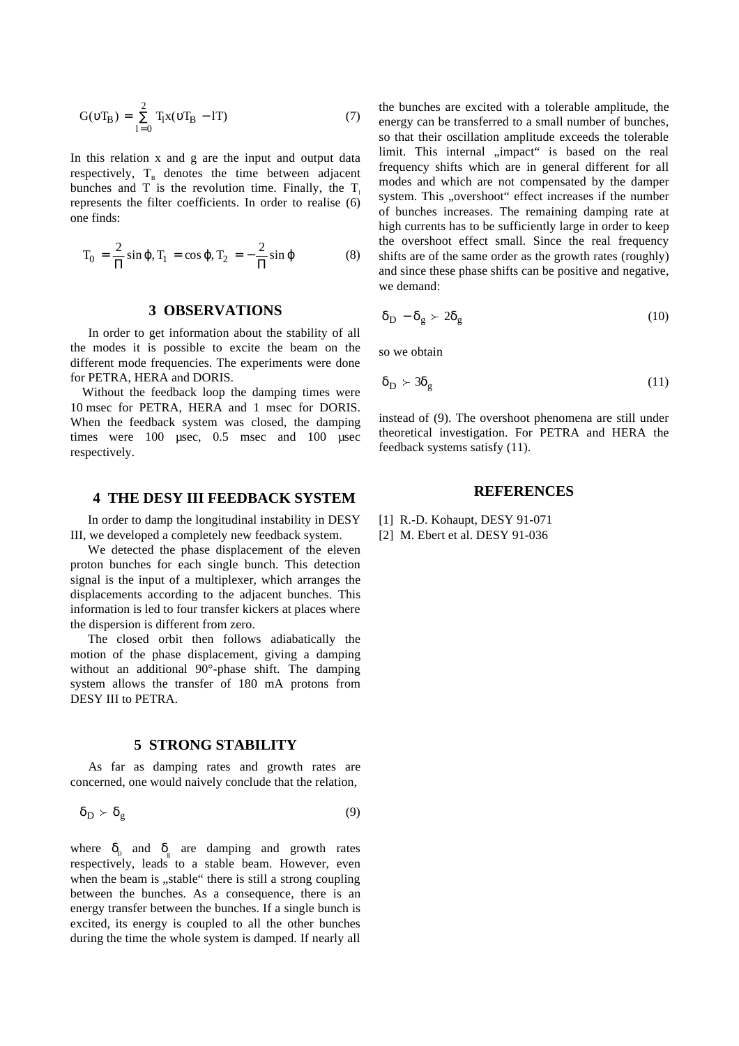$$G(\upsilon T_B) = \sum_{l=0}^{2} T_l x(\upsilon T_B - lT) \tag{7}$$

In this relation x and g are the input and output data respectively, $T_B$ denotes the time between adjacent bunches and T is the revolution time. Finally, the $T_l$ represents the filter coefficients. In order to realise (6) one finds:

$$T_0 = \frac{2}{\Pi}\sin\varphi, T_1 = \cos\varphi, T_2 = -\frac{2}{\Pi}\sin\varphi \tag{8}$$

## 3 OBSERVATIONS

In order to get information about the stability of all the modes it is possible to excite the beam on the different mode frequencies. The experiments were done for PETRA, HERA and DORIS.

Without the feedback loop the damping times were 10 msec for PETRA, HERA and 1 msec for DORIS. When the feedback system was closed, the damping times were 100 µsec, 0.5 msec and 100 µsec respectively.

## 4 THE DESY III FEEDBACK SYSTEM

In order to damp the longitudinal instability in DESY III, we developed a completely new feedback system.

We detected the phase displacement of the eleven proton bunches for each single bunch. This detection signal is the input of a multiplexer, which arranges the displacements according to the adjacent bunches. This information is led to four transfer kickers at places where the dispersion is different from zero.

The closed orbit then follows adiabatically the motion of the phase displacement, giving a damping without an additional 90°-phase shift. The damping system allows the transfer of 180 mA protons from DESY III to PETRA.

## 5 STRONG STABILITY

As far as damping rates and growth rates are concerned, one would naively conclude that the relation,

$$\delta_D \succ \delta_g \tag{9}$$

where $\delta_D$ and $\delta_g$ are damping and growth rates respectively, leads to a stable beam. However, even when the beam is „stable" there is still a strong coupling between the bunches. As a consequence, there is an energy transfer between the bunches. If a single bunch is excited, its energy is coupled to all the other bunches during the time the whole system is damped. If nearly all the bunches are excited with a tolerable amplitude, the energy can be transferred to a small number of bunches, so that their oscillation amplitude exceeds the tolerable limit. This internal „impact" is based on the real frequency shifts which are in general different for all modes and which are not compensated by the damper system. This „overshoot" effect increases if the number of bunches increases. The remaining damping rate at high currents has to be sufficiently large in order to keep the overshoot effect small. Since the real frequency shifts are of the same order as the growth rates (roughly) and since these phase shifts can be positive and negative, we demand:

$$\delta_D - \delta_g \succ 2\delta_g \tag{10}$$

so we obtain

$$\delta_D \succ 3\delta_g \tag{11}$$

instead of (9). The overshoot phenomena are still under theoretical investigation. For PETRA and HERA the feedback systems satisfy (11).

## REFERENCES

[1] R.-D. Kohaupt, DESY 91-071

[2] M. Ebert et al. DESY 91-036